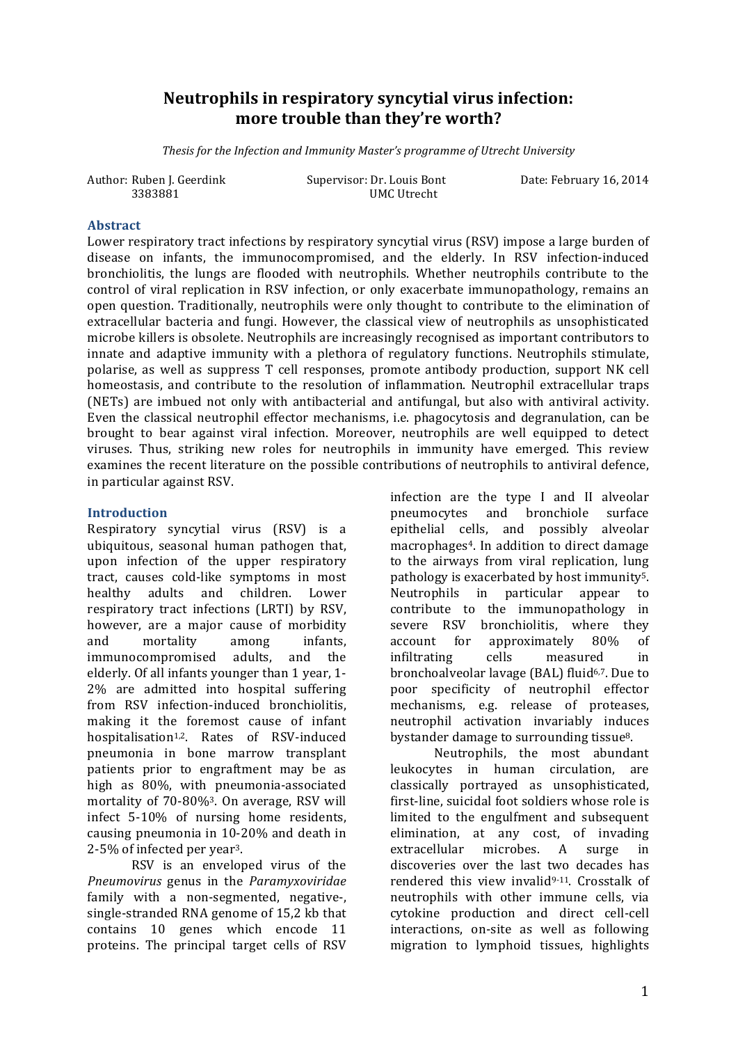# Neutrophils in respiratory syncytial virus infection: more trouble than they're worth?

*Thesis for the Infection and Immunity Master's programme of Utrecht University*

Author: Ruben J. Geerdink
3383881

Supervisor: Dr. Louis Bont
UMC Utrecht

Date: February 16, 2014

## Abstract

Lower respiratory tract infections by respiratory syncytial virus (RSV) impose a large burden of disease on infants, the immunocompromised, and the elderly. In RSV infection-induced bronchiolitis, the lungs are flooded with neutrophils. Whether neutrophils contribute to the control of viral replication in RSV infection, or only exacerbate immunopathology, remains an open question. Traditionally, neutrophils were only thought to contribute to the elimination of extracellular bacteria and fungi. However, the classical view of neutrophils as unsophisticated microbe killers is obsolete. Neutrophils are increasingly recognised as important contributors to innate and adaptive immunity with a plethora of regulatory functions. Neutrophils stimulate, polarise, as well as suppress T cell responses, promote antibody production, support NK cell homeostasis, and contribute to the resolution of inflammation. Neutrophil extracellular traps (NETs) are imbued not only with antibacterial and antifungal, but also with antiviral activity. Even the classical neutrophil effector mechanisms, i.e. phagocytosis and degranulation, can be brought to bear against viral infection. Moreover, neutrophils are well equipped to detect viruses. Thus, striking new roles for neutrophils in immunity have emerged. This review examines the recent literature on the possible contributions of neutrophils to antiviral defence, in particular against RSV.

## Introduction

Respiratory syncytial virus (RSV) is a ubiquitous, seasonal human pathogen that, upon infection of the upper respiratory tract, causes cold-like symptoms in most healthy adults and children. Lower respiratory tract infections (LRTI) by RSV, however, are a major cause of morbidity and mortality among infants, immunocompromised adults, and the elderly. Of all infants younger than 1 year, 1-2% are admitted into hospital suffering from RSV infection-induced bronchiolitis, making it the foremost cause of infant hospitalisation[1,2]. Rates of RSV-induced pneumonia in bone marrow transplant patients prior to engraftment may be as high as 80%, with pneumonia-associated mortality of 70-80%[3]. On average, RSV will infect 5-10% of nursing home residents, causing pneumonia in 10-20% and death in 2-5% of infected per year[3].

RSV is an enveloped virus of the *Pneumovirus* genus in the *Paramyxoviridae* family with a non-segmented, negative-, single-stranded RNA genome of 15,2 kb that contains 10 genes which encode 11 proteins. The principal target cells of RSV infection are the type I and II alveolar pneumocytes and bronchiole surface epithelial cells, and possibly alveolar macrophages[4]. In addition to direct damage to the airways from viral replication, lung pathology is exacerbated by host immunity[5]. Neutrophils in particular appear to contribute to the immunopathology in severe RSV bronchiolitis, where they account for approximately 80% of infiltrating cells measured in bronchoalveolar lavage (BAL) fluid[6,7]. Due to poor specificity of neutrophil effector mechanisms, e.g. release of proteases, neutrophil activation invariably induces bystander damage to surrounding tissue[8].

Neutrophils, the most abundant leukocytes in human circulation, are classically portrayed as unsophisticated, first-line, suicidal foot soldiers whose role is limited to the engulfment and subsequent elimination, at any cost, of invading extracellular microbes. A surge in discoveries over the last two decades has rendered this view invalid[9-11]. Crosstalk of neutrophils with other immune cells, via cytokine production and direct cell-cell interactions, on-site as well as following migration to lymphoid tissues, highlights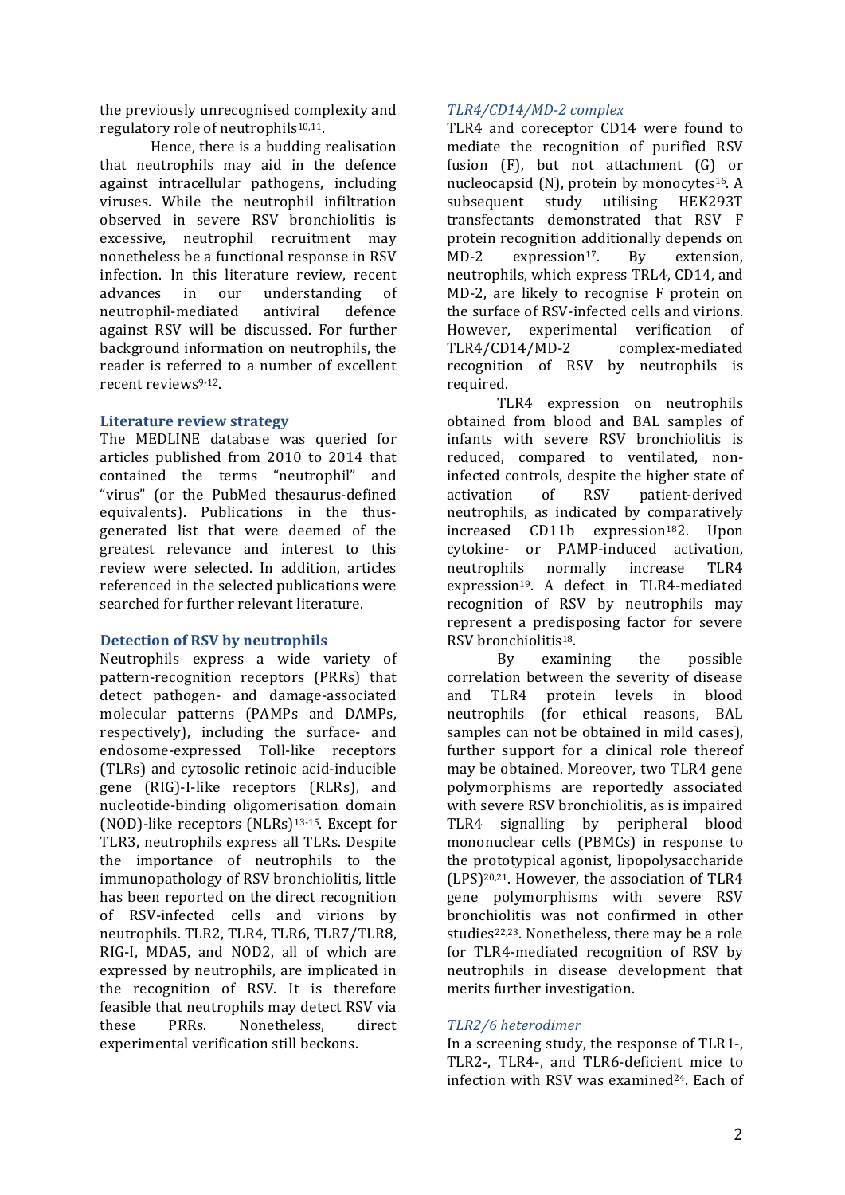the previously unrecognised complexity and regulatory role of neutrophils[10,11].

Hence, there is a budding realisation that neutrophils may aid in the defence against intracellular pathogens, including viruses. While the neutrophil infiltration observed in severe RSV bronchiolitis is excessive, neutrophil recruitment may nonetheless be a functional response in RSV infection. In this literature review, recent advances in our understanding of neutrophil-mediated antiviral defence against RSV will be discussed. For further background information on neutrophils, the reader is referred to a number of excellent recent reviews[9-12].

## Literature review strategy

The MEDLINE database was queried for articles published from 2010 to 2014 that contained the terms "neutrophil" and "virus" (or the PubMed thesaurus-defined equivalents). Publications in the thus-generated list that were deemed of the greatest relevance and interest to this review were selected. In addition, articles referenced in the selected publications were searched for further relevant literature.

## Detection of RSV by neutrophils

Neutrophils express a wide variety of pattern-recognition receptors (PRRs) that detect pathogen- and damage-associated molecular patterns (PAMPs and DAMPs, respectively), including the surface- and endosome-expressed Toll-like receptors (TLRs) and cytosolic retinoic acid-inducible gene (RIG)-I-like receptors (RLRs), and nucleotide-binding oligomerisation domain (NOD)-like receptors (NLRs)[13-15]. Except for TLR3, neutrophils express all TLRs. Despite the importance of neutrophils to the immunopathology of RSV bronchiolitis, little has been reported on the direct recognition of RSV-infected cells and virions by neutrophils. TLR2, TLR4, TLR6, TLR7/TLR8, RIG-I, MDA5, and NOD2, all of which are expressed by neutrophils, are implicated in the recognition of RSV. It is therefore feasible that neutrophils may detect RSV via these PRRs. Nonetheless, direct experimental verification still beckons.

### *TLR4/CD14/MD-2 complex*

TLR4 and coreceptor CD14 were found to mediate the recognition of purified RSV fusion (F), but not attachment (G) or nucleocapsid (N), protein by monocytes[16]. A subsequent study utilising HEK293T transfectants demonstrated that RSV F protein recognition additionally depends on MD-2 expression[17]. By extension, neutrophils, which express TRL4, CD14, and MD-2, are likely to recognise F protein on the surface of RSV-infected cells and virions. However, experimental verification of TLR4/CD14/MD-2 complex-mediated recognition of RSV by neutrophils is required.

TLR4 expression on neutrophils obtained from blood and BAL samples of infants with severe RSV bronchiolitis is reduced, compared to ventilated, non-infected controls, despite the higher state of activation of RSV patient-derived neutrophils, as indicated by comparatively increased CD11b expression[18]2. Upon cytokine- or PAMP-induced activation, neutrophils normally increase TLR4 expression[19]. A defect in TLR4-mediated recognition of RSV by neutrophils may represent a predisposing factor for severe RSV bronchiolitis[18].

By examining the possible correlation between the severity of disease and TLR4 protein levels in blood neutrophils (for ethical reasons, BAL samples can not be obtained in mild cases), further support for a clinical role thereof may be obtained. Moreover, two TLR4 gene polymorphisms are reportedly associated with severe RSV bronchiolitis, as is impaired TLR4 signalling by peripheral blood mononuclear cells (PBMCs) in response to the prototypical agonist, lipopolysaccharide (LPS)[20,21]. However, the association of TLR4 gene polymorphisms with severe RSV bronchiolitis was not confirmed in other studies[22,23]. Nonetheless, there may be a role for TLR4-mediated recognition of RSV by neutrophils in disease development that merits further investigation.

### *TLR2/6 heterodimer*

In a screening study, the response of TLR1-, TLR2-, TLR4-, and TLR6-deficient mice to infection with RSV was examined[24]. Each of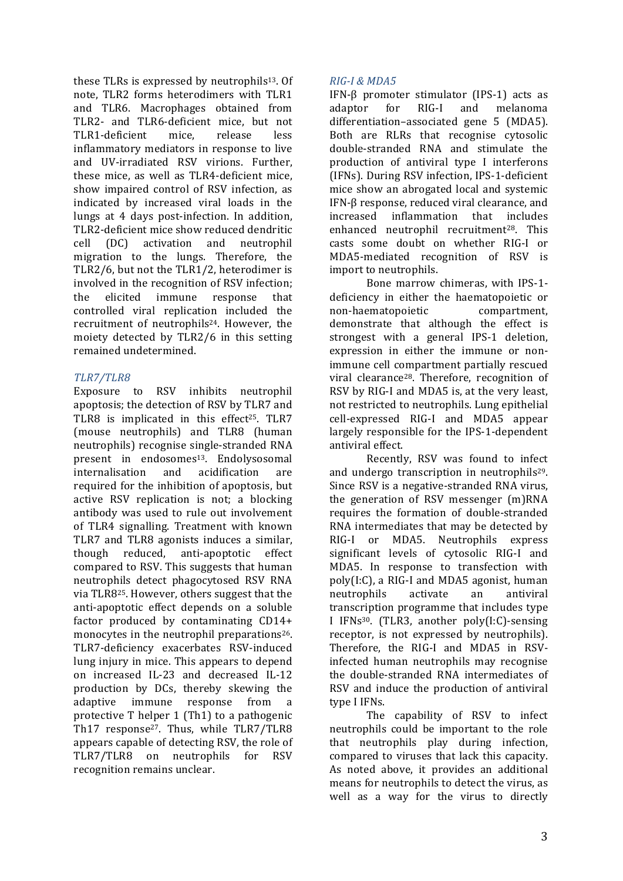these TLRs is expressed by neutrophils[13]. Of note, TLR2 forms heterodimers with TLR1 and TLR6. Macrophages obtained from TLR2- and TLR6-deficient mice, but not TLR1-deficient mice, release less inflammatory mediators in response to live and UV-irradiated RSV virions. Further, these mice, as well as TLR4-deficient mice, show impaired control of RSV infection, as indicated by increased viral loads in the lungs at 4 days post-infection. In addition, TLR2-deficient mice show reduced dendritic cell (DC) activation and neutrophil migration to the lungs. Therefore, the TLR2/6, but not the TLR1/2, heterodimer is involved in the recognition of RSV infection; the elicited immune response that controlled viral replication included the recruitment of neutrophils[24]. However, the moiety detected by TLR2/6 in this setting remained undetermined.

### *TLR7/TLR8*

Exposure to RSV inhibits neutrophil apoptosis; the detection of RSV by TLR7 and TLR8 is implicated in this effect[25]. TLR7 (mouse neutrophils) and TLR8 (human neutrophils) recognise single-stranded RNA present in endosomes[13]. Endolysosomal internalisation and acidification are required for the inhibition of apoptosis, but active RSV replication is not; a blocking antibody was used to rule out involvement of TLR4 signalling. Treatment with known TLR7 and TLR8 agonists induces a similar, though reduced, anti-apoptotic effect compared to RSV. This suggests that human neutrophils detect phagocytosed RSV RNA via TLR8[25]. However, others suggest that the anti-apoptotic effect depends on a soluble factor produced by contaminating CD14+ monocytes in the neutrophil preparations[26]. TLR7-deficiency exacerbates RSV-induced lung injury in mice. This appears to depend on increased IL-23 and decreased IL-12 production by DCs, thereby skewing the adaptive immune response from a protective T helper 1 (Th1) to a pathogenic Th17 response[27]. Thus, while TLR7/TLR8 appears capable of detecting RSV, the role of TLR7/TLR8 on neutrophils for RSV recognition remains unclear.

### *RIG-I & MDA5*

IFN-β promoter stimulator (IPS-1) acts as adaptor for RIG-I and melanoma differentiation–associated gene 5 (MDA5). Both are RLRs that recognise cytosolic double-stranded RNA and stimulate the production of antiviral type I interferons (IFNs). During RSV infection, IPS-1-deficient mice show an abrogated local and systemic IFN-β response, reduced viral clearance, and increased inflammation that includes enhanced neutrophil recruitment[28]. This casts some doubt on whether RIG-I or MDA5-mediated recognition of RSV is import to neutrophils.

Bone marrow chimeras, with IPS-1-deficiency in either the haematopoietic or non-haematopoietic compartment, demonstrate that although the effect is strongest with a general IPS-1 deletion, expression in either the immune or non-immune cell compartment partially rescued viral clearance[28]. Therefore, recognition of RSV by RIG-I and MDA5 is, at the very least, not restricted to neutrophils. Lung epithelial cell-expressed RIG-I and MDA5 appear largely responsible for the IPS-1-dependent antiviral effect.

Recently, RSV was found to infect and undergo transcription in neutrophils[29]. Since RSV is a negative-stranded RNA virus, the generation of RSV messenger (m)RNA requires the formation of double-stranded RNA intermediates that may be detected by RIG-I or MDA5. Neutrophils express significant levels of cytosolic RIG-I and MDA5. In response to transfection with poly(I:C), a RIG-I and MDA5 agonist, human neutrophils activate an antiviral transcription programme that includes type I IFNs[30]. (TLR3, another poly(I:C)-sensing receptor, is not expressed by neutrophils). Therefore, the RIG-I and MDA5 in RSV-infected human neutrophils may recognise the double-stranded RNA intermediates of RSV and induce the production of antiviral type I IFNs.

The capability of RSV to infect neutrophils could be important to the role that neutrophils play during infection, compared to viruses that lack this capacity. As noted above, it provides an additional means for neutrophils to detect the virus, as well as a way for the virus to directly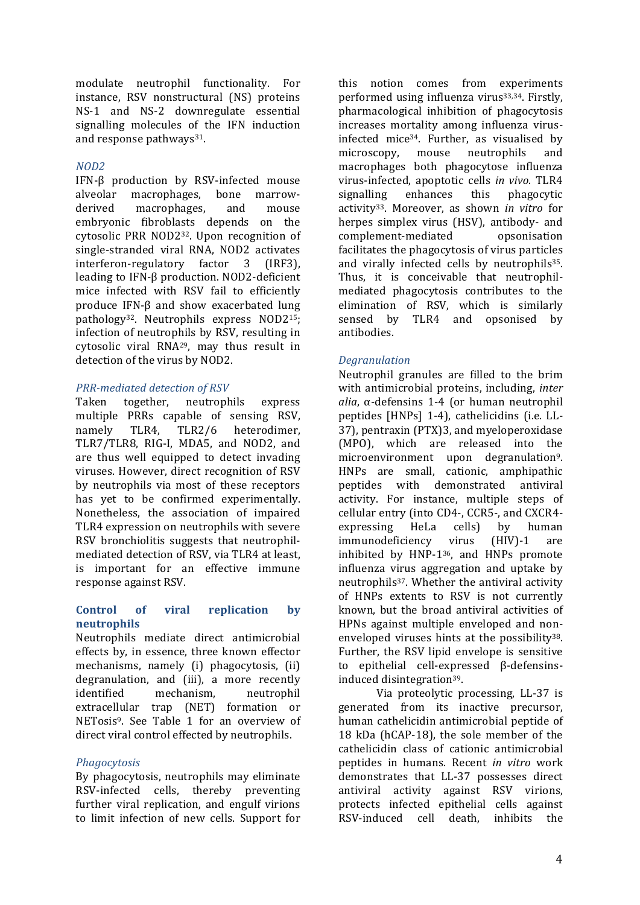modulate neutrophil functionality. For instance, RSV nonstructural (NS) proteins NS-1 and NS-2 downregulate essential signalling molecules of the IFN induction and response pathways[31].

### *NOD2*

IFN-β production by RSV-infected mouse alveolar macrophages, bone marrow-derived macrophages, and mouse embryonic fibroblasts depends on the cytosolic PRR NOD2[32]. Upon recognition of single-stranded viral RNA, NOD2 activates interferon-regulatory factor 3 (IRF3), leading to IFN-β production. NOD2-deficient mice infected with RSV fail to efficiently produce IFN-β and show exacerbated lung pathology[32]. Neutrophils express NOD2[15]; infection of neutrophils by RSV, resulting in cytosolic viral RNA[29], may thus result in detection of the virus by NOD2.

### *PRR-mediated detection of RSV*

Taken together, neutrophils express multiple PRRs capable of sensing RSV, namely TLR4, TLR2/6 heterodimer, TLR7/TLR8, RIG-I, MDA5, and NOD2, and are thus well equipped to detect invading viruses. However, direct recognition of RSV by neutrophils via most of these receptors has yet to be confirmed experimentally. Nonetheless, the association of impaired TLR4 expression on neutrophils with severe RSV bronchiolitis suggests that neutrophil-mediated detection of RSV, via TLR4 at least, is important for an effective immune response against RSV.

## **Control of viral replication by neutrophils**

Neutrophils mediate direct antimicrobial effects by, in essence, three known effector mechanisms, namely (i) phagocytosis, (ii) degranulation, and (iii), a more recently identified mechanism, neutrophil extracellular trap (NET) formation or NETosis[9]. See Table 1 for an overview of direct viral control effected by neutrophils.

### *Phagocytosis*

By phagocytosis, neutrophils may eliminate RSV-infected cells, thereby preventing further viral replication, and engulf virions to limit infection of new cells. Support for this notion comes from experiments performed using influenza virus[33,34]. Firstly, pharmacological inhibition of phagocytosis increases mortality among influenza virus-infected mice[34]. Further, as visualised by microscopy, mouse neutrophils and macrophages both phagocytose influenza virus-infected, apoptotic cells *in vivo*. TLR4 signalling enhances this phagocytic activity[33]. Moreover, as shown *in vitro* for herpes simplex virus (HSV), antibody- and complement-mediated opsonisation facilitates the phagocytosis of virus particles and virally infected cells by neutrophils[35]. Thus, it is conceivable that neutrophil-mediated phagocytosis contributes to the elimination of RSV, which is similarly sensed by TLR4 and opsonised by antibodies.

### *Degranulation*

Neutrophil granules are filled to the brim with antimicrobial proteins, including, *inter alia*, α-defensins 1-4 (or human neutrophil peptides [HNPs] 1-4), cathelicidins (i.e. LL-37), pentraxin (PTX)3, and myeloperoxidase (MPO), which are released into the microenvironment upon degranulation[9]. HNPs are small, cationic, amphipathic peptides with demonstrated antiviral activity. For instance, multiple steps of cellular entry (into CD4-, CCR5-, and CXCR4-expressing HeLa cells) by human immunodeficiency virus (HIV)-1 are inhibited by HNP-1[36], and HNPs promote influenza virus aggregation and uptake by neutrophils[37]. Whether the antiviral activity of HNPs extents to RSV is not currently known, but the broad antiviral activities of HPNs against multiple enveloped and non-enveloped viruses hints at the possibility[38]. Further, the RSV lipid envelope is sensitive to epithelial cell-expressed β-defensins-induced disintegration[39].

Via proteolytic processing, LL-37 is generated from its inactive precursor, human cathelicidin antimicrobial peptide of 18 kDa (hCAP-18), the sole member of the cathelicidin class of cationic antimicrobial peptides in humans. Recent *in vitro* work demonstrates that LL-37 possesses direct antiviral activity against RSV virions, protects infected epithelial cells against RSV-induced cell death, inhibits the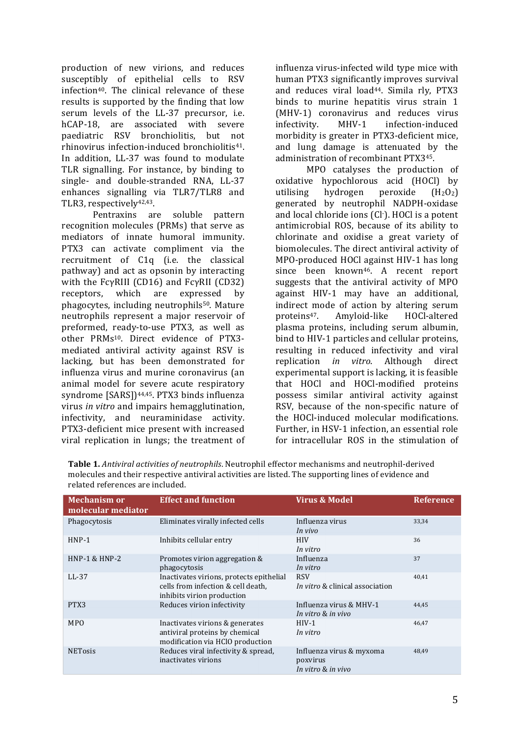production of new virions, and reduces susceptibly of epithelial cells to RSV infection[40]. The clinical relevance of these results is supported by the finding that low serum levels of the LL-37 precursor, i.e. hCAP-18, are associated with severe paediatric RSV bronchiolitis, but not rhinovirus infection-induced bronchiolitis[41]. In addition, LL-37 was found to modulate TLR signalling. For instance, by binding to single- and double-stranded RNA, LL-37 enhances signalling via TLR7/TLR8 and TLR3, respectively[42,43].

Pentraxins are soluble pattern recognition molecules (PRMs) that serve as mediators of innate humoral immunity. PTX3 can activate compliment via the recruitment of C1q (i.e. the classical pathway) and act as opsonin by interacting with the FcγRIII (CD16) and FcγRII (CD32) receptors, which are expressed by phagocytes, including neutrophils[50]. Mature neutrophils represent a major reservoir of preformed, ready-to-use PTX3, as well as other PRMs[10]. Direct evidence of PTX3-mediated antiviral activity against RSV is lacking, but has been demonstrated for influenza virus and murine coronavirus (an animal model for severe acute respiratory syndrome [SARS])[44,45]. PTX3 binds influenza virus *in vitro* and impairs hemagglutination, infectivity, and neuraminidase activity. PTX3-deficient mice present with increased viral replication in lungs; the treatment of influenza virus-infected wild type mice with human PTX3 significantly improves survival and reduces viral load[44]. Simila rly, PTX3 binds to murine hepatitis virus strain 1 (MHV-1) coronavirus and reduces virus infectivity. MHV-1 infection-induced morbidity is greater in PTX3-deficient mice, and lung damage is attenuated by the administration of recombinant PTX3[45].

MPO catalyses the production of oxidative hypochlorous acid (HOCl) by utilising hydrogen peroxide ($H_2O_2$) generated by neutrophil NADPH-oxidase and local chloride ions ($Cl^-$). HOCl is a potent antimicrobial ROS, because of its ability to chlorinate and oxidise a great variety of biomolecules. The direct antiviral activity of MPO-produced HOCl against HIV-1 has long since been known[46]. A recent report suggests that the antiviral activity of MPO against HIV-1 may have an additional, indirect mode of action by altering serum proteins[47]. Amyloid-like HOCl-altered plasma proteins, including serum albumin, bind to HIV-1 particles and cellular proteins, resulting in reduced infectivity and viral replication *in vitro*. Although direct experimental support is lacking, it is feasible that HOCl and HOCl-modified proteins possess similar antiviral activity against RSV, because of the non-specific nature of the HOCl-induced molecular modifications. Further, in HSV-1 infection, an essential role for intracellular ROS in the stimulation of

**Table 1.** *Antiviral activities of neutrophils*. Neutrophil effector mechanisms and neutrophil-derived molecules and their respective antiviral activities are listed. The supporting lines of evidence and related references are included.

| Mechanism or molecular mediator | Effect and function | Virus & Model | Reference |
|---|---|---|---|
| Phagocytosis | Eliminates virally infected cells | Influenza virus *In vivo* | 33,34 |
| HNP-1 | Inhibits cellular entry | HIV *In vitro* | 36 |
| HNP-1 & HNP-2 | Promotes virion aggregation & phagocytosis | Influenza *In vitro* | 37 |
| LL-37 | Inactivates virions, protects epithelial cells from infection & cell death, inhibits virion production | RSV *In vitro* & clinical association | 40,41 |
| PTX3 | Reduces virion infectivity | Influenza virus & MHV-1 *In vitro & in vivo* | 44,45 |
| MPO | Inactivates virions & generates antiviral proteins by chemical modification via HClO production | HIV-1 *In vitro* | 46,47 |
| NETosis | Reduces viral infectivity & spread, inactivates virions | Influenza virus & myxoma poxvirus *In vitro & in vivo* | 48,49 |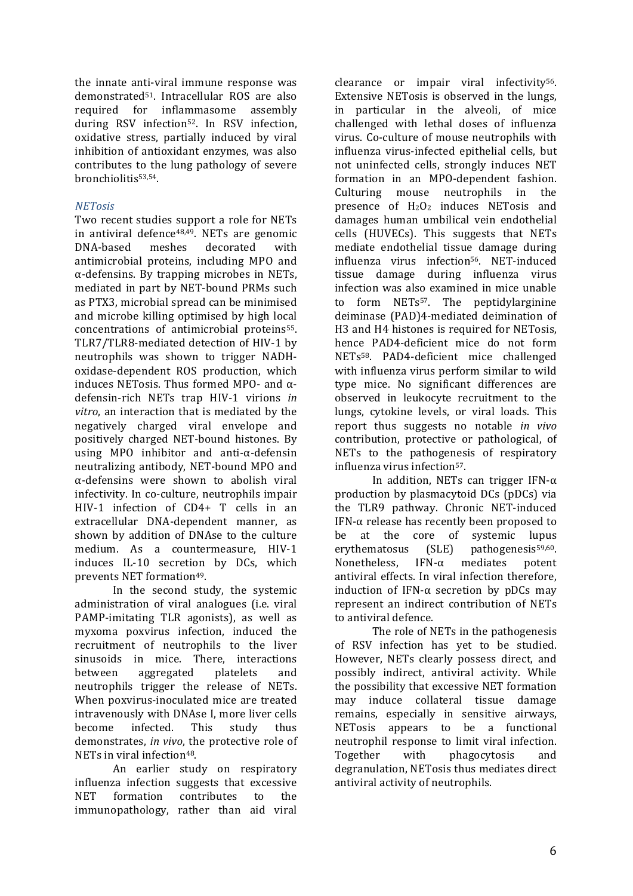the innate anti-viral immune response was demonstrated[51]. Intracellular ROS are also required for inflammasome assembly during RSV infection[52]. In RSV infection, oxidative stress, partially induced by viral inhibition of antioxidant enzymes, was also contributes to the lung pathology of severe bronchiolitis[53,54].

### *NETosis*

Two recent studies support a role for NETs in antiviral defence[48,49]. NETs are genomic DNA-based meshes decorated with antimicrobial proteins, including MPO and α-defensins. By trapping microbes in NETs, mediated in part by NET-bound PRMs such as PTX3, microbial spread can be minimised and microbe killing optimised by high local concentrations of antimicrobial proteins[55]. TLR7/TLR8-mediated detection of HIV-1 by neutrophils was shown to trigger NADH-oxidase-dependent ROS production, which induces NETosis. Thus formed MPO- and α-defensin-rich NETs trap HIV-1 virions *in vitro*, an interaction that is mediated by the negatively charged viral envelope and positively charged NET-bound histones. By using MPO inhibitor and anti-α-defensin neutralizing antibody, NET-bound MPO and α-defensins were shown to abolish viral infectivity. In co-culture, neutrophils impair HIV-1 infection of CD4+ T cells in an extracellular DNA-dependent manner, as shown by addition of DNAse to the culture medium. As a countermeasure, HIV-1 induces IL-10 secretion by DCs, which prevents NET formation[49].

In the second study, the systemic administration of viral analogues (i.e. viral PAMP-imitating TLR agonists), as well as myxoma poxvirus infection, induced the recruitment of neutrophils to the liver sinusoids in mice. There, interactions between aggregated platelets and neutrophils trigger the release of NETs. When poxvirus-inoculated mice are treated intravenously with DNAse I, more liver cells become infected. This study thus demonstrates, *in vivo*, the protective role of NETs in viral infection[48].

An earlier study on respiratory influenza infection suggests that excessive NET formation contributes to the immunopathology, rather than aid viral clearance or impair viral infectivity[56]. Extensive NETosis is observed in the lungs, in particular in the alveoli, of mice challenged with lethal doses of influenza virus. Co-culture of mouse neutrophils with influenza virus-infected epithelial cells, but not uninfected cells, strongly induces NET formation in an MPO-dependent fashion. Culturing mouse neutrophils in the presence of $H_2O_2$ induces NETosis and damages human umbilical vein endothelial cells (HUVECs). This suggests that NETs mediate endothelial tissue damage during influenza virus infection[56]. NET-induced tissue damage during influenza virus infection was also examined in mice unable to form NETs[57]. The peptidylarginine deiminase (PAD)4-mediated deimination of H3 and H4 histones is required for NETosis, hence PAD4-deficient mice do not form NETs[58]. PAD4-deficient mice challenged with influenza virus perform similar to wild type mice. No significant differences are observed in leukocyte recruitment to the lungs, cytokine levels, or viral loads. This report thus suggests no notable *in vivo* contribution, protective or pathological, of NETs to the pathogenesis of respiratory influenza virus infection[57].

In addition, NETs can trigger IFN-α production by plasmacytoid DCs (pDCs) via the TLR9 pathway. Chronic NET-induced IFN-α release has recently been proposed to be at the core of systemic lupus erythematosus (SLE) pathogenesis[59,60]. Nonetheless, IFN-α mediates potent antiviral effects. In viral infection therefore, induction of IFN-α secretion by pDCs may represent an indirect contribution of NETs to antiviral defence.

The role of NETs in the pathogenesis of RSV infection has yet to be studied. However, NETs clearly possess direct, and possibly indirect, antiviral activity. While the possibility that excessive NET formation may induce collateral tissue damage remains, especially in sensitive airways, NETosis appears to be a functional neutrophil response to limit viral infection. Together with phagocytosis and degranulation, NETosis thus mediates direct antiviral activity of neutrophils.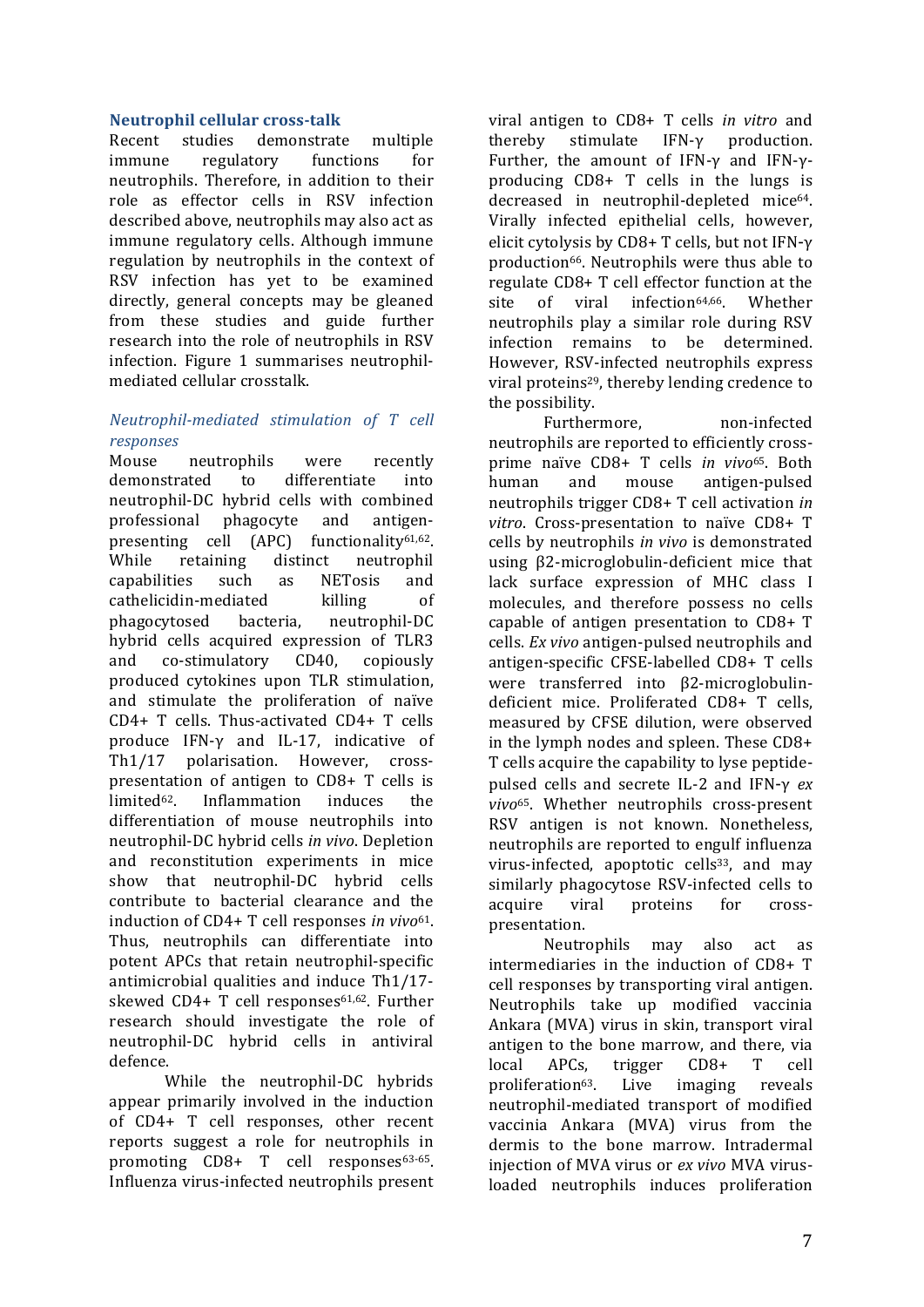## Neutrophil cellular cross-talk

Recent studies demonstrate multiple immune regulatory functions for neutrophils. Therefore, in addition to their role as effector cells in RSV infection described above, neutrophils may also act as immune regulatory cells. Although immune regulation by neutrophils in the context of RSV infection has yet to be examined directly, general concepts may be gleaned from these studies and guide further research into the role of neutrophils in RSV infection. Figure 1 summarises neutrophil-mediated cellular crosstalk.

### *Neutrophil-mediated stimulation of T cell responses*

Mouse neutrophils were recently demonstrated to differentiate into neutrophil-DC hybrid cells with combined professional phagocyte and antigen-presenting cell (APC) functionality[61,62]. While retaining distinct neutrophil capabilities such as NETosis and cathelicidin-mediated killing of phagocytosed bacteria, neutrophil-DC hybrid cells acquired expression of TLR3 and co-stimulatory CD40, copiously produced cytokines upon TLR stimulation, and stimulate the proliferation of naïve CD4+ T cells. Thus-activated CD4+ T cells produce IFN-γ and IL-17, indicative of Th1/17 polarisation. However, cross-presentation of antigen to CD8+ T cells is limited[62]. Inflammation induces the differentiation of mouse neutrophils into neutrophil-DC hybrid cells *in vivo*. Depletion and reconstitution experiments in mice show that neutrophil-DC hybrid cells contribute to bacterial clearance and the induction of CD4+ T cell responses *in vivo*[61]. Thus, neutrophils can differentiate into potent APCs that retain neutrophil-specific antimicrobial qualities and induce Th1/17-skewed CD4+ T cell responses[61,62]. Further research should investigate the role of neutrophil-DC hybrid cells in antiviral defence.

While the neutrophil-DC hybrids appear primarily involved in the induction of CD4+ T cell responses, other recent reports suggest a role for neutrophils in promoting CD8+ T cell responses[63-65]. Influenza virus-infected neutrophils present viral antigen to CD8+ T cells *in vitro* and thereby stimulate IFN-γ production. Further, the amount of IFN-γ and IFN-γ-producing CD8+ T cells in the lungs is decreased in neutrophil-depleted mice[64]. Virally infected epithelial cells, however, elicit cytolysis by CD8+ T cells, but not IFN-γ production[66]. Neutrophils were thus able to regulate CD8+ T cell effector function at the site of viral infection[64,66]. Whether neutrophils play a similar role during RSV infection remains to be determined. However, RSV-infected neutrophils express viral proteins[29], thereby lending credence to the possibility.

Furthermore, non-infected neutrophils are reported to efficiently cross-prime naïve CD8+ T cells *in vivo*[65]. Both human and mouse antigen-pulsed neutrophils trigger CD8+ T cell activation *in vitro*. Cross-presentation to naïve CD8+ T cells by neutrophils *in vivo* is demonstrated using β2-microglobulin-deficient mice that lack surface expression of MHC class I molecules, and therefore possess no cells capable of antigen presentation to CD8+ T cells. *Ex vivo* antigen-pulsed neutrophils and antigen-specific CFSE-labelled CD8+ T cells were transferred into β2-microglobulin-deficient mice. Proliferated CD8+ T cells, measured by CFSE dilution, were observed in the lymph nodes and spleen. These CD8+ T cells acquire the capability to lyse peptide-pulsed cells and secrete IL-2 and IFN-γ *ex vivo*[65]. Whether neutrophils cross-present RSV antigen is not known. Nonetheless, neutrophils are reported to engulf influenza virus-infected, apoptotic cells[33], and may similarly phagocytose RSV-infected cells to acquire viral proteins for cross-presentation.

Neutrophils may also act as intermediaries in the induction of CD8+ T cell responses by transporting viral antigen. Neutrophils take up modified vaccinia Ankara (MVA) virus in skin, transport viral antigen to the bone marrow, and there, via local APCs, trigger CD8+ T cell proliferation[63]. Live imaging reveals neutrophil-mediated transport of modified vaccinia Ankara (MVA) virus from the dermis to the bone marrow. Intradermal injection of MVA virus or *ex vivo* MVA virus-loaded neutrophils induces proliferation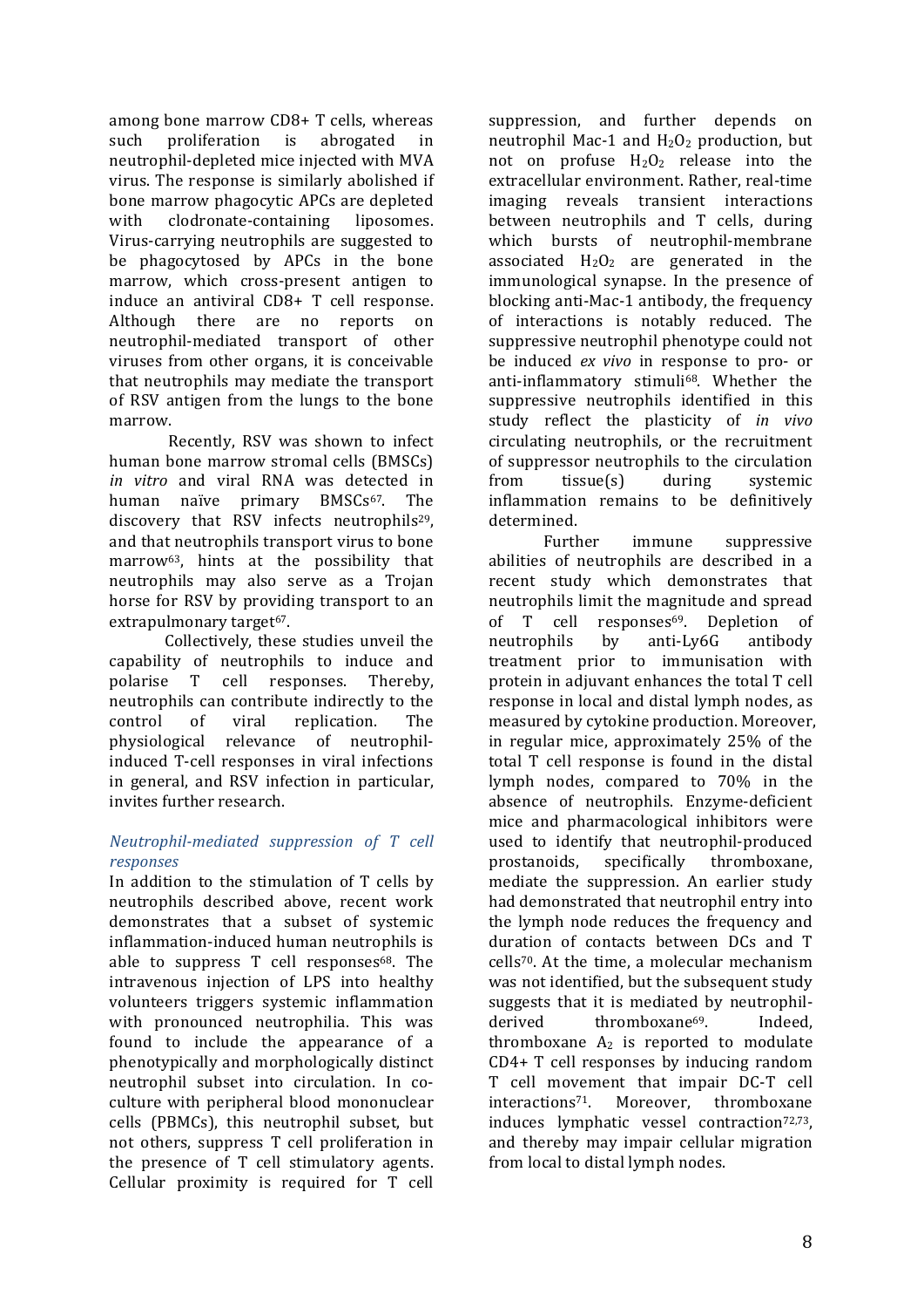among bone marrow CD8+ T cells, whereas such proliferation is abrogated in neutrophil-depleted mice injected with MVA virus. The response is similarly abolished if bone marrow phagocytic APCs are depleted with clodronate-containing liposomes. Virus-carrying neutrophils are suggested to be phagocytosed by APCs in the bone marrow, which cross-present antigen to induce an antiviral CD8+ T cell response. Although there are no reports on neutrophil-mediated transport of other viruses from other organs, it is conceivable that neutrophils may mediate the transport of RSV antigen from the lungs to the bone marrow.

Recently, RSV was shown to infect human bone marrow stromal cells (BMSCs) *in vitro* and viral RNA was detected in human naïve primary BMSCs[67]. The discovery that RSV infects neutrophils[29], and that neutrophils transport virus to bone marrow[63], hints at the possibility that neutrophils may also serve as a Trojan horse for RSV by providing transport to an extrapulmonary target[67].

Collectively, these studies unveil the capability of neutrophils to induce and polarise T cell responses. Thereby, neutrophils can contribute indirectly to the control of viral replication. The physiological relevance of neutrophil-induced T-cell responses in viral infections in general, and RSV infection in particular, invites further research.

### *Neutrophil-mediated suppression of T cell responses*

In addition to the stimulation of T cells by neutrophils described above, recent work demonstrates that a subset of systemic inflammation-induced human neutrophils is able to suppress T cell responses[68]. The intravenous injection of LPS into healthy volunteers triggers systemic inflammation with pronounced neutrophilia. This was found to include the appearance of a phenotypically and morphologically distinct neutrophil subset into circulation. In co-culture with peripheral blood mononuclear cells (PBMCs), this neutrophil subset, but not others, suppress T cell proliferation in the presence of T cell stimulatory agents. Cellular proximity is required for T cell suppression, and further depends on neutrophil Mac-1 and $H_2O_2$ production, but not on profuse $H_2O_2$ release into the extracellular environment. Rather, real-time imaging reveals transient interactions between neutrophils and T cells, during which bursts of neutrophil-membrane associated $H_2O_2$ are generated in the immunological synapse. In the presence of blocking anti-Mac-1 antibody, the frequency of interactions is notably reduced. The suppressive neutrophil phenotype could not be induced *ex vivo* in response to pro- or anti-inflammatory stimuli[68]. Whether the suppressive neutrophils identified in this study reflect the plasticity of *in vivo* circulating neutrophils, or the recruitment of suppressor neutrophils to the circulation from tissue(s) during systemic inflammation remains to be definitively determined.

Further immune suppressive abilities of neutrophils are described in a recent study which demonstrates that neutrophils limit the magnitude and spread of T cell responses[69]. Depletion of neutrophils by anti-Ly6G antibody treatment prior to immunisation with protein in adjuvant enhances the total T cell response in local and distal lymph nodes, as measured by cytokine production. Moreover, in regular mice, approximately 25% of the total T cell response is found in the distal lymph nodes, compared to 70% in the absence of neutrophils. Enzyme-deficient mice and pharmacological inhibitors were used to identify that neutrophil-produced prostanoids, specifically thromboxane, mediate the suppression. An earlier study had demonstrated that neutrophil entry into the lymph node reduces the frequency and duration of contacts between DCs and T cells[70]. At the time, a molecular mechanism was not identified, but the subsequent study suggests that it is mediated by neutrophil-derived thromboxane[69]. Indeed, thromboxane $A_2$ is reported to modulate CD4+ T cell responses by inducing random T cell movement that impair DC-T cell interactions[71]. Moreover, thromboxane induces lymphatic vessel contraction[72,73], and thereby may impair cellular migration from local to distal lymph nodes.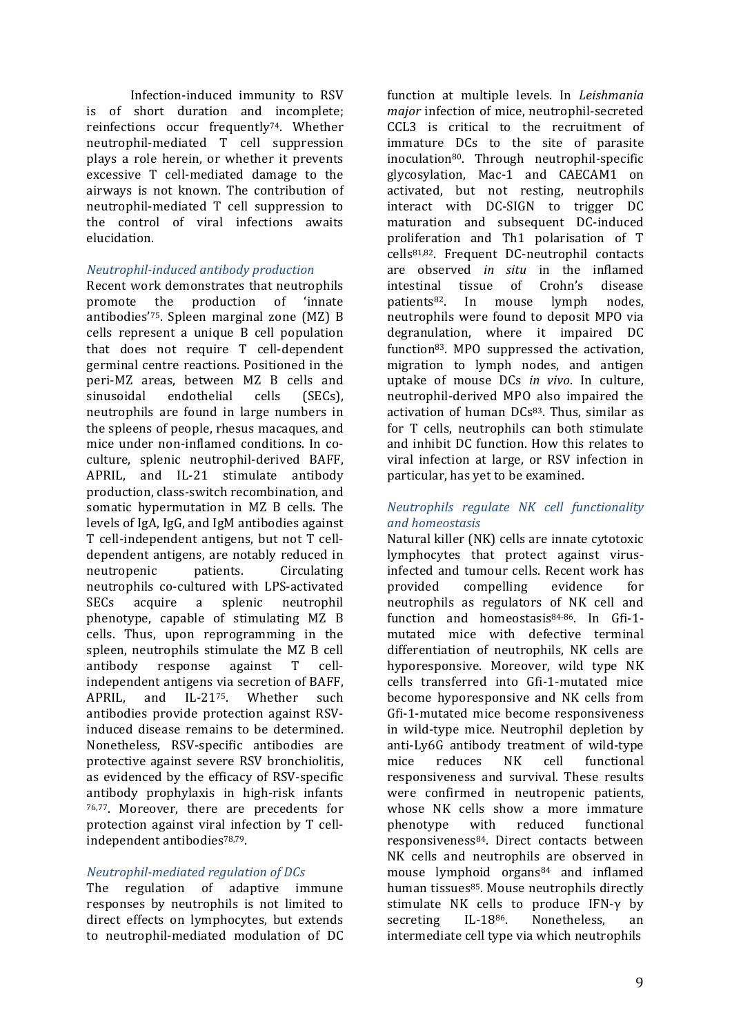Infection-induced immunity to RSV is of short duration and incomplete; reinfections occur frequently[74]. Whether neutrophil-mediated T cell suppression plays a role herein, or whether it prevents excessive T cell-mediated damage to the airways is not known. The contribution of neutrophil-mediated T cell suppression to the control of viral infections awaits elucidation.

### *Neutrophil-induced antibody production*

Recent work demonstrates that neutrophils promote the production of 'innate antibodies'[75]. Spleen marginal zone (MZ) B cells represent a unique B cell population that does not require T cell-dependent germinal centre reactions. Positioned in the peri-MZ areas, between MZ B cells and sinusoidal endothelial cells (SECs), neutrophils are found in large numbers in the spleens of people, rhesus macaques, and mice under non-inflamed conditions. In co-culture, splenic neutrophil-derived BAFF, APRIL, and IL-21 stimulate antibody production, class-switch recombination, and somatic hypermutation in MZ B cells. The levels of IgA, IgG, and IgM antibodies against T cell-independent antigens, but not T cell-dependent antigens, are notably reduced in neutropenic patients. Circulating neutrophils co-cultured with LPS-activated SECs acquire a splenic neutrophil phenotype, capable of stimulating MZ B cells. Thus, upon reprogramming in the spleen, neutrophils stimulate the MZ B cell antibody response against T cell-independent antigens via secretion of BAFF, APRIL, and IL-21[75]. Whether such antibodies provide protection against RSV-induced disease remains to be determined. Nonetheless, RSV-specific antibodies are protective against severe RSV bronchiolitis, as evidenced by the efficacy of RSV-specific antibody prophylaxis in high-risk infants [76,77]. Moreover, there are precedents for protection against viral infection by T cell-independent antibodies[78,79].

### *Neutrophil-mediated regulation of DCs*

The regulation of adaptive immune responses by neutrophils is not limited to direct effects on lymphocytes, but extends to neutrophil-mediated modulation of DC function at multiple levels. In *Leishmania major* infection of mice, neutrophil-secreted CCL3 is critical to the recruitment of immature DCs to the site of parasite inoculation[80]. Through neutrophil-specific glycosylation, Mac-1 and CAECAM1 on activated, but not resting, neutrophils interact with DC-SIGN to trigger DC maturation and subsequent DC-induced proliferation and Th1 polarisation of T cells[81,82]. Frequent DC-neutrophil contacts are observed *in situ* in the inflamed intestinal tissue of Crohn's disease patients[82]. In mouse lymph nodes, neutrophils were found to deposit MPO via degranulation, where it impaired DC function[83]. MPO suppressed the activation, migration to lymph nodes, and antigen uptake of mouse DCs *in vivo*. In culture, neutrophil-derived MPO also impaired the activation of human DCs[83]. Thus, similar as for T cells, neutrophils can both stimulate and inhibit DC function. How this relates to viral infection at large, or RSV infection in particular, has yet to be examined.

### *Neutrophils regulate NK cell functionality and homeostasis*

Natural killer (NK) cells are innate cytotoxic lymphocytes that protect against virus-infected and tumour cells. Recent work has provided compelling evidence for neutrophils as regulators of NK cell and function and homeostasis[84-86]. In Gfi-1-mutated mice with defective terminal differentiation of neutrophils, NK cells are hyporesponsive. Moreover, wild type NK cells transferred into Gfi-1-mutated mice become hyporesponsive and NK cells from Gfi-1-mutated mice become responsiveness in wild-type mice. Neutrophil depletion by anti-Ly6G antibody treatment of wild-type mice reduces NK cell functional responsiveness and survival. These results were confirmed in neutropenic patients, whose NK cells show a more immature phenotype with reduced functional responsiveness[84]. Direct contacts between NK cells and neutrophils are observed in mouse lymphoid organs[84] and inflamed human tissues[85]. Mouse neutrophils directly stimulate NK cells to produce IFN-γ by secreting IL-18[86]. Nonetheless, an intermediate cell type via which neutrophils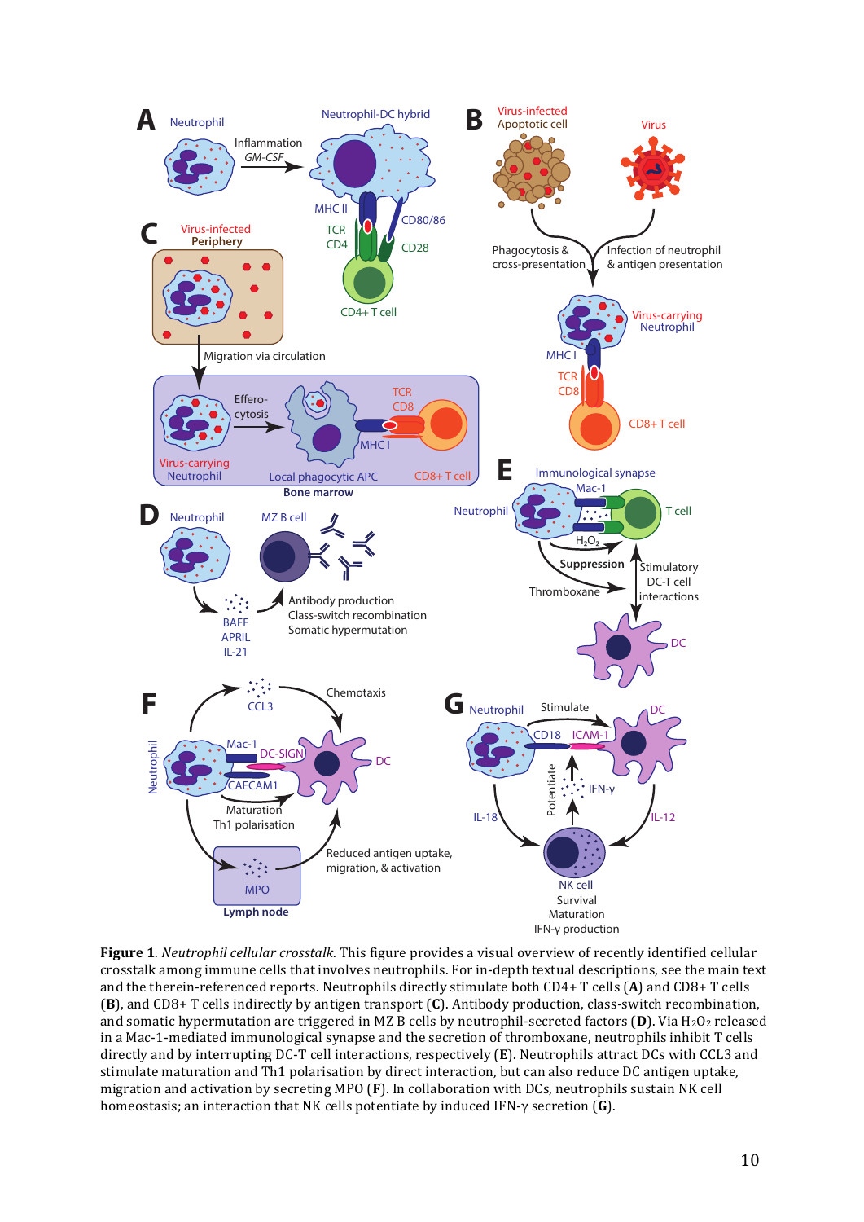**Figure 1**. *Neutrophil cellular crosstalk*. This figure provides a visual overview of recently identified cellular crosstalk among immune cells that involves neutrophils. For in-depth textual descriptions, see the main text and the therein-referenced reports. Neutrophils directly stimulate both CD4+ T cells (**A**) and CD8+ T cells (**B**), and CD8+ T cells indirectly by antigen transport (**C**). Antibody production, class-switch recombination, and somatic hypermutation are triggered in MZ B cells by neutrophil-secreted factors (**D**). Via $H_2O_2$ released in a Mac-1-mediated immunological synapse and the secretion of thromboxane, neutrophils inhibit T cells directly and by interrupting DC-T cell interactions, respectively (**E**). Neutrophils attract DCs with CCL3 and stimulate maturation and Th1 polarisation by direct interaction, but can also reduce DC antigen uptake, migration and activation by secreting MPO (**F**). In collaboration with DCs, neutrophils sustain NK cell homeostasis; an interaction that NK cells potentiate by induced IFN-γ secretion (**G**).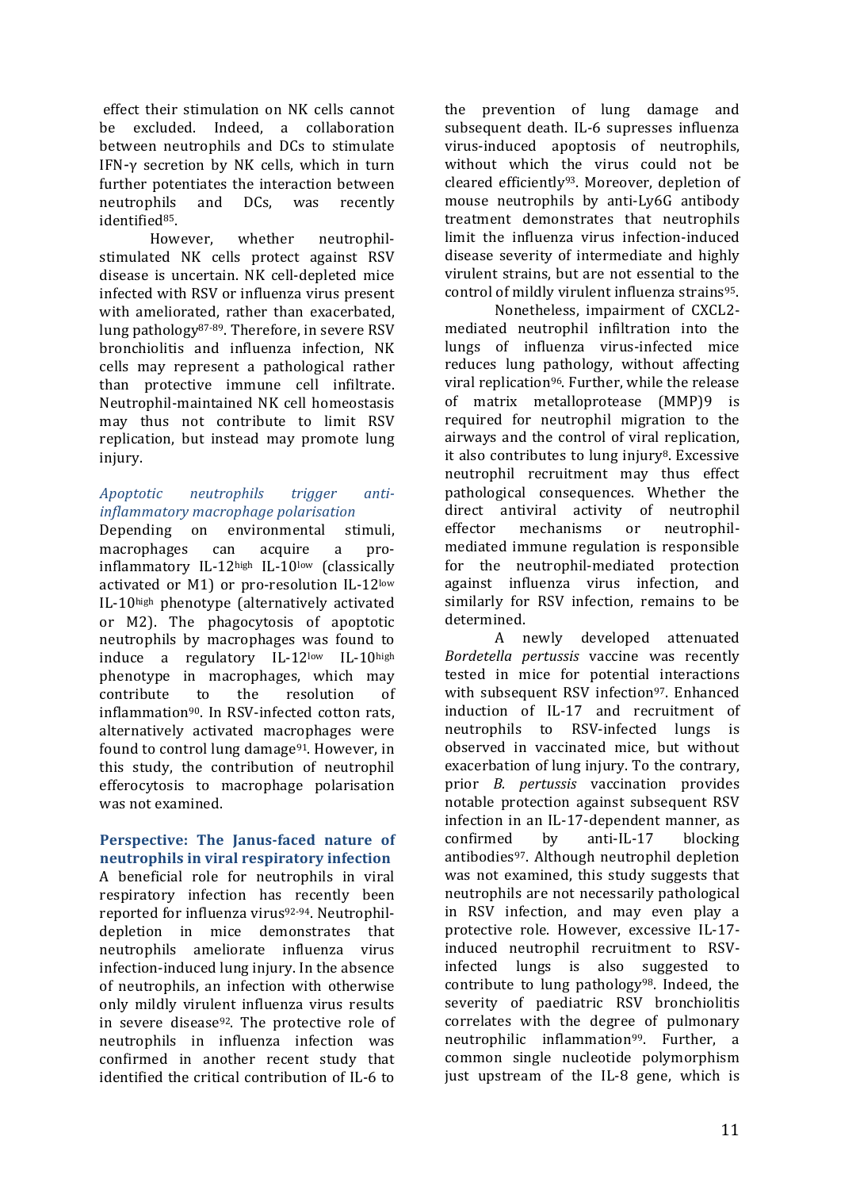effect their stimulation on NK cells cannot be excluded. Indeed, a collaboration between neutrophils and DCs to stimulate IFN-γ secretion by NK cells, which in turn further potentiates the interaction between neutrophils and DCs, was recently identified[85].

However, whether neutrophil-stimulated NK cells protect against RSV disease is uncertain. NK cell-depleted mice infected with RSV or influenza virus present with ameliorated, rather than exacerbated, lung pathology[87-89]. Therefore, in severe RSV bronchiolitis and influenza infection, NK cells may represent a pathological rather than protective immune cell infiltrate. Neutrophil-maintained NK cell homeostasis may thus not contribute to limit RSV replication, but instead may promote lung injury.

### *Apoptotic neutrophils trigger anti-inflammatory macrophage polarisation*

Depending on environmental stimuli, macrophages can acquire a pro-inflammatory IL-12$^{high}$ IL-10$^{low}$ (classically activated or M1) or pro-resolution IL-12$^{low}$ IL-10$^{high}$ phenotype (alternatively activated or M2). The phagocytosis of apoptotic neutrophils by macrophages was found to induce a regulatory IL-12$^{low}$ IL-10$^{high}$ phenotype in macrophages, which may contribute to the resolution of inflammation[90]. In RSV-infected cotton rats, alternatively activated macrophages were found to control lung damage[91]. However, in this study, the contribution of neutrophil efferocytosis to macrophage polarisation was not examined.

## Perspective: The Janus-faced nature of neutrophils in viral respiratory infection

A beneficial role for neutrophils in viral respiratory infection has recently been reported for influenza virus[92-94]. Neutrophil-depletion in mice demonstrates that neutrophils ameliorate influenza virus infection-induced lung injury. In the absence of neutrophils, an infection with otherwise only mildly virulent influenza virus results in severe disease[92]. The protective role of neutrophils in influenza infection was confirmed in another recent study that identified the critical contribution of IL-6 to the prevention of lung damage and subsequent death. IL-6 supresses influenza virus-induced apoptosis of neutrophils, without which the virus could not be cleared efficiently[93]. Moreover, depletion of mouse neutrophils by anti-Ly6G antibody treatment demonstrates that neutrophils limit the influenza virus infection-induced disease severity of intermediate and highly virulent strains, but are not essential to the control of mildly virulent influenza strains[95].

Nonetheless, impairment of CXCL2-mediated neutrophil infiltration into the lungs of influenza virus-infected mice reduces lung pathology, without affecting viral replication[96]. Further, while the release of matrix metalloprotease (MMP)9 is required for neutrophil migration to the airways and the control of viral replication, it also contributes to lung injury[8]. Excessive neutrophil recruitment may thus effect pathological consequences. Whether the direct antiviral activity of neutrophil effector mechanisms or neutrophil-mediated immune regulation is responsible for the neutrophil-mediated protection against influenza virus infection, and similarly for RSV infection, remains to be determined.

A newly developed attenuated *Bordetella pertussis* vaccine was recently tested in mice for potential interactions with subsequent RSV infection[97]. Enhanced induction of IL-17 and recruitment of neutrophils to RSV-infected lungs is observed in vaccinated mice, but without exacerbation of lung injury. To the contrary, prior *B. pertussis* vaccination provides notable protection against subsequent RSV infection in an IL-17-dependent manner, as confirmed by anti-IL-17 blocking antibodies[97]. Although neutrophil depletion was not examined, this study suggests that neutrophils are not necessarily pathological in RSV infection, and may even play a protective role. However, excessive IL-17-induced neutrophil recruitment to RSV-infected lungs is also suggested to contribute to lung pathology[98]. Indeed, the severity of paediatric RSV bronchiolitis correlates with the degree of pulmonary neutrophilic inflammation[99]. Further, a common single nucleotide polymorphism just upstream of the IL-8 gene, which is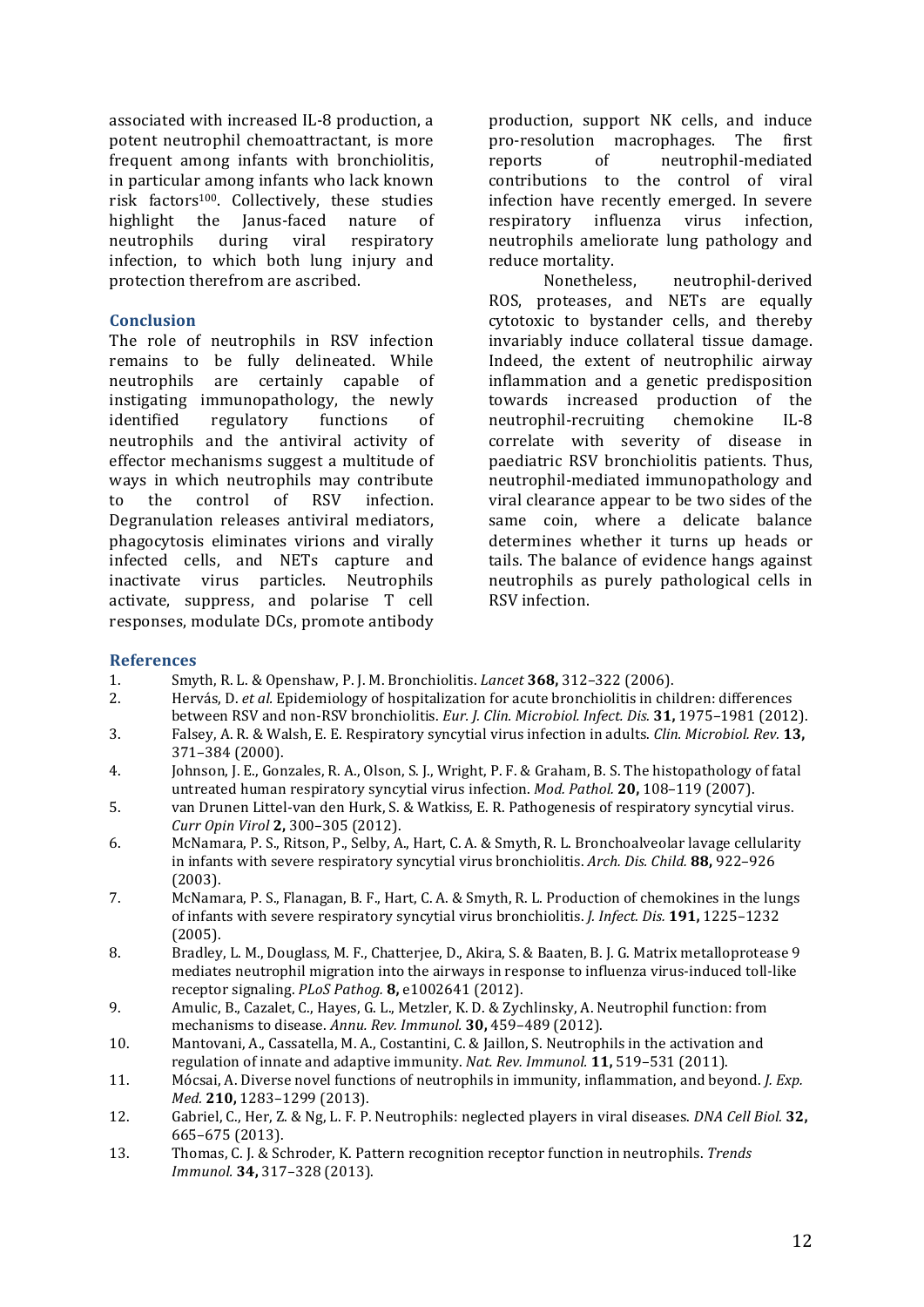associated with increased IL-8 production, a potent neutrophil chemoattractant, is more frequent among infants with bronchiolitis, in particular among infants who lack known risk factors[100]. Collectively, these studies highlight the Janus-faced nature of neutrophils during viral respiratory infection, to which both lung injury and protection therefrom are ascribed.

## Conclusion

The role of neutrophils in RSV infection remains to be fully delineated. While neutrophils are certainly capable of instigating immunopathology, the newly identified regulatory functions of neutrophils and the antiviral activity of effector mechanisms suggest a multitude of ways in which neutrophils may contribute to the control of RSV infection. Degranulation releases antiviral mediators, phagocytosis eliminates virions and virally infected cells, and NETs capture and inactivate virus particles. Neutrophils activate, suppress, and polarise T cell responses, modulate DCs, promote antibody production, support NK cells, and induce pro-resolution macrophages. The first reports of neutrophil-mediated contributions to the control of viral infection have recently emerged. In severe respiratory influenza virus infection, neutrophils ameliorate lung pathology and reduce mortality.

Nonetheless, neutrophil-derived ROS, proteases, and NETs are equally cytotoxic to bystander cells, and thereby invariably induce collateral tissue damage. Indeed, the extent of neutrophilic airway inflammation and a genetic predisposition towards increased production of the neutrophil-recruiting chemokine IL-8 correlate with severity of disease in paediatric RSV bronchiolitis patients. Thus, neutrophil-mediated immunopathology and viral clearance appear to be two sides of the same coin, where a delicate balance determines whether it turns up heads or tails. The balance of evidence hangs against neutrophils as purely pathological cells in RSV infection.

## References

1. Smyth, R. L. & Openshaw, P. J. M. Bronchiolitis. *Lancet* **368,** 312–322 (2006).
2. Hervás, D. *et al.* Epidemiology of hospitalization for acute bronchiolitis in children: differences between RSV and non-RSV bronchiolitis. *Eur. J. Clin. Microbiol. Infect. Dis.* **31,** 1975–1981 (2012).
3. Falsey, A. R. & Walsh, E. E. Respiratory syncytial virus infection in adults. *Clin. Microbiol. Rev.* **13,** 371–384 (2000).
4. Johnson, J. E., Gonzales, R. A., Olson, S. J., Wright, P. F. & Graham, B. S. The histopathology of fatal untreated human respiratory syncytial virus infection. *Mod. Pathol.* **20,** 108–119 (2007).
5. van Drunen Littel-van den Hurk, S. & Watkiss, E. R. Pathogenesis of respiratory syncytial virus. *Curr Opin Virol* **2,** 300–305 (2012).
6. McNamara, P. S., Ritson, P., Selby, A., Hart, C. A. & Smyth, R. L. Bronchoalveolar lavage cellularity in infants with severe respiratory syncytial virus bronchiolitis. *Arch. Dis. Child.* **88,** 922–926 (2003).
7. McNamara, P. S., Flanagan, B. F., Hart, C. A. & Smyth, R. L. Production of chemokines in the lungs of infants with severe respiratory syncytial virus bronchiolitis. *J. Infect. Dis.* **191,** 1225–1232 (2005).
8. Bradley, L. M., Douglass, M. F., Chatterjee, D., Akira, S. & Baaten, B. J. G. Matrix metalloprotease 9 mediates neutrophil migration into the airways in response to influenza virus-induced toll-like receptor signaling. *PLoS Pathog.* **8,** e1002641 (2012).
9. Amulic, B., Cazalet, C., Hayes, G. L., Metzler, K. D. & Zychlinsky, A. Neutrophil function: from mechanisms to disease. *Annu. Rev. Immunol.* **30,** 459–489 (2012).
10. Mantovani, A., Cassatella, M. A., Costantini, C. & Jaillon, S. Neutrophils in the activation and regulation of innate and adaptive immunity. *Nat. Rev. Immunol.* **11,** 519–531 (2011).
11. Mócsai, A. Diverse novel functions of neutrophils in immunity, inflammation, and beyond. *J. Exp. Med.* **210,** 1283–1299 (2013).
12. Gabriel, C., Her, Z. & Ng, L. F. P. Neutrophils: neglected players in viral diseases. *DNA Cell Biol.* **32,** 665–675 (2013).
13. Thomas, C. J. & Schroder, K. Pattern recognition receptor function in neutrophils. *Trends Immunol.* **34,** 317–328 (2013).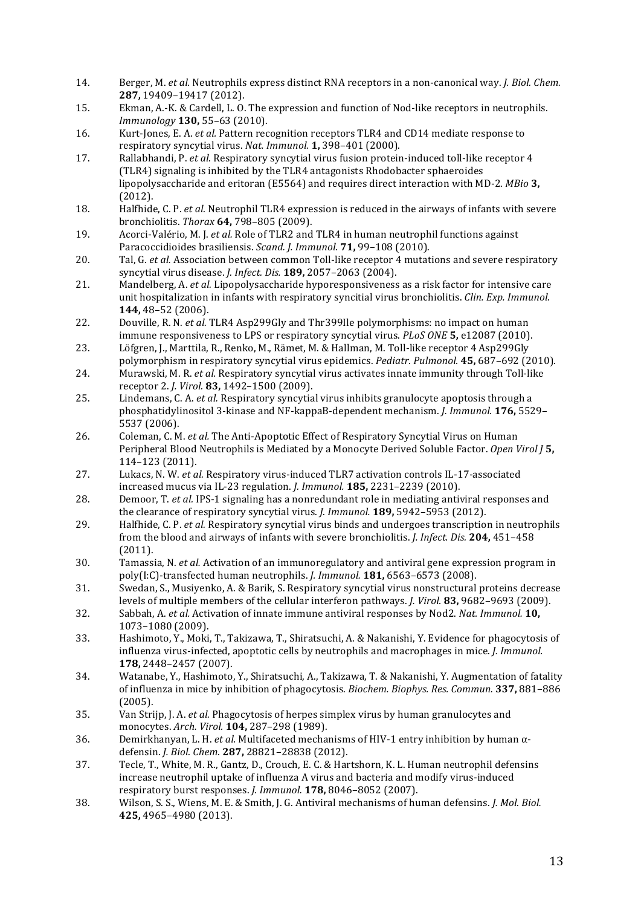14. Berger, M. *et al.* Neutrophils express distinct RNA receptors in a non-canonical way. *J. Biol. Chem.* **287,** 19409–19417 (2012).
15. Ekman, A.-K. & Cardell, L. O. The expression and function of Nod-like receptors in neutrophils. *Immunology* **130,** 55–63 (2010).
16. Kurt-Jones, E. A. *et al.* Pattern recognition receptors TLR4 and CD14 mediate response to respiratory syncytial virus. *Nat. Immunol.* **1,** 398–401 (2000).
17. Rallabhandi, P. *et al.* Respiratory syncytial virus fusion protein-induced toll-like receptor 4 (TLR4) signaling is inhibited by the TLR4 antagonists Rhodobacter sphaeroides lipopolysaccharide and eritoran (E5564) and requires direct interaction with MD-2. *MBio* **3,** (2012).
18. Halfhide, C. P. *et al.* Neutrophil TLR4 expression is reduced in the airways of infants with severe bronchiolitis. *Thorax* **64,** 798–805 (2009).
19. Acorci-Valério, M. J. *et al.* Role of TLR2 and TLR4 in human neutrophil functions against Paracoccidioides brasiliensis. *Scand. J. Immunol.* **71,** 99–108 (2010).
20. Tal, G. *et al.* Association between common Toll-like receptor 4 mutations and severe respiratory syncytial virus disease. *J. Infect. Dis.* **189,** 2057–2063 (2004).
21. Mandelberg, A. *et al.* Lipopolysaccharide hyporesponsiveness as a risk factor for intensive care unit hospitalization in infants with respiratory syncitial virus bronchiolitis. *Clin. Exp. Immunol.* **144,** 48–52 (2006).
22. Douville, R. N. *et al.* TLR4 Asp299Gly and Thr399Ile polymorphisms: no impact on human immune responsiveness to LPS or respiratory syncytial virus. *PLoS ONE* **5,** e12087 (2010).
23. Löfgren, J., Marttila, R., Renko, M., Rämet, M. & Hallman, M. Toll-like receptor 4 Asp299Gly polymorphism in respiratory syncytial virus epidemics. *Pediatr. Pulmonol.* **45,** 687–692 (2010).
24. Murawski, M. R. *et al.* Respiratory syncytial virus activates innate immunity through Toll-like receptor 2. *J. Virol.* **83,** 1492–1500 (2009).
25. Lindemans, C. A. *et al.* Respiratory syncytial virus inhibits granulocyte apoptosis through a phosphatidylinositol 3-kinase and NF-kappaB-dependent mechanism. *J. Immunol.* **176,** 5529–5537 (2006).
26. Coleman, C. M. *et al.* The Anti-Apoptotic Effect of Respiratory Syncytial Virus on Human Peripheral Blood Neutrophils is Mediated by a Monocyte Derived Soluble Factor. *Open Virol J* **5,** 114–123 (2011).
27. Lukacs, N. W. *et al.* Respiratory virus-induced TLR7 activation controls IL-17-associated increased mucus via IL-23 regulation. *J. Immunol.* **185,** 2231–2239 (2010).
28. Demoor, T. *et al.* IPS-1 signaling has a nonredundant role in mediating antiviral responses and the clearance of respiratory syncytial virus. *J. Immunol.* **189,** 5942–5953 (2012).
29. Halfhide, C. P. *et al.* Respiratory syncytial virus binds and undergoes transcription in neutrophils from the blood and airways of infants with severe bronchiolitis. *J. Infect. Dis.* **204,** 451–458 (2011).
30. Tamassia, N. *et al.* Activation of an immunoregulatory and antiviral gene expression program in poly(I:C)-transfected human neutrophils. *J. Immunol.* **181,** 6563–6573 (2008).
31. Swedan, S., Musiyenko, A. & Barik, S. Respiratory syncytial virus nonstructural proteins decrease levels of multiple members of the cellular interferon pathways. *J. Virol.* **83,** 9682–9693 (2009).
32. Sabbah, A. *et al.* Activation of innate immune antiviral responses by Nod2. *Nat. Immunol.* **10,** 1073–1080 (2009).
33. Hashimoto, Y., Moki, T., Takizawa, T., Shiratsuchi, A. & Nakanishi, Y. Evidence for phagocytosis of influenza virus-infected, apoptotic cells by neutrophils and macrophages in mice. *J. Immunol.* **178,** 2448–2457 (2007).
34. Watanabe, Y., Hashimoto, Y., Shiratsuchi, A., Takizawa, T. & Nakanishi, Y. Augmentation of fatality of influenza in mice by inhibition of phagocytosis. *Biochem. Biophys. Res. Commun.* **337,** 881–886 (2005).
35. Van Strijp, J. A. *et al.* Phagocytosis of herpes simplex virus by human granulocytes and monocytes. *Arch. Virol.* **104,** 287–298 (1989).
36. Demirkhanyan, L. H. *et al.* Multifaceted mechanisms of HIV-1 entry inhibition by human α-defensin. *J. Biol. Chem.* **287,** 28821–28838 (2012).
37. Tecle, T., White, M. R., Gantz, D., Crouch, E. C. & Hartshorn, K. L. Human neutrophil defensins increase neutrophil uptake of influenza A virus and bacteria and modify virus-induced respiratory burst responses. *J. Immunol.* **178,** 8046–8052 (2007).
38. Wilson, S. S., Wiens, M. E. & Smith, J. G. Antiviral mechanisms of human defensins. *J. Mol. Biol.* **425,** 4965–4980 (2013).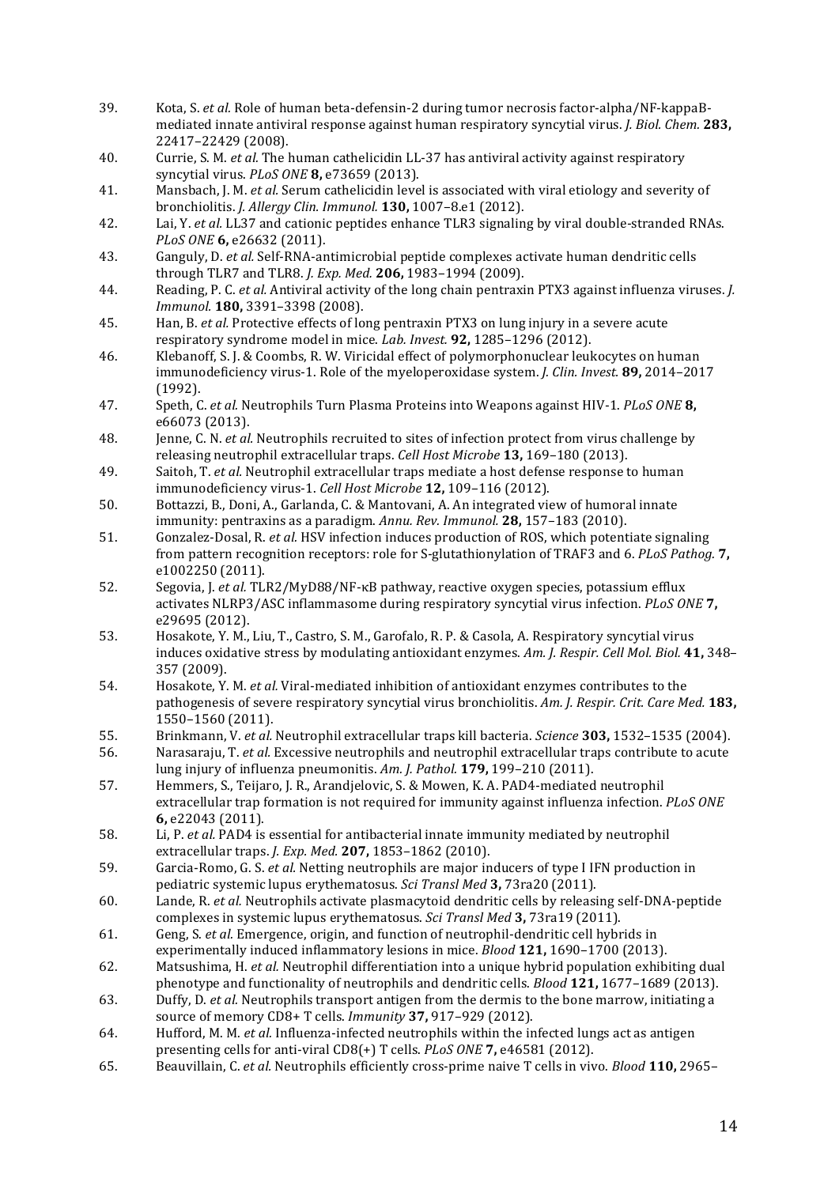39. Kota, S. *et al.* Role of human beta-defensin-2 during tumor necrosis factor-alpha/NF-kappaB-mediated innate antiviral response against human respiratory syncytial virus. *J. Biol. Chem.* **283,** 22417–22429 (2008).
40. Currie, S. M. *et al.* The human cathelicidin LL-37 has antiviral activity against respiratory syncytial virus. *PLoS ONE* **8,** e73659 (2013).
41. Mansbach, J. M. *et al.* Serum cathelicidin level is associated with viral etiology and severity of bronchiolitis. *J. Allergy Clin. Immunol.* **130,** 1007–8.e1 (2012).
42. Lai, Y. *et al.* LL37 and cationic peptides enhance TLR3 signaling by viral double-stranded RNAs. *PLoS ONE* **6,** e26632 (2011).
43. Ganguly, D. *et al.* Self-RNA-antimicrobial peptide complexes activate human dendritic cells through TLR7 and TLR8. *J. Exp. Med.* **206,** 1983–1994 (2009).
44. Reading, P. C. *et al.* Antiviral activity of the long chain pentraxin PTX3 against influenza viruses. *J. Immunol.* **180,** 3391–3398 (2008).
45. Han, B. *et al.* Protective effects of long pentraxin PTX3 on lung injury in a severe acute respiratory syndrome model in mice. *Lab. Invest.* **92,** 1285–1296 (2012).
46. Klebanoff, S. J. & Coombs, R. W. Viricidal effect of polymorphonuclear leukocytes on human immunodeficiency virus-1. Role of the myeloperoxidase system. *J. Clin. Invest.* **89,** 2014–2017 (1992).
47. Speth, C. *et al.* Neutrophils Turn Plasma Proteins into Weapons against HIV-1. *PLoS ONE* **8,** e66073 (2013).
48. Jenne, C. N. *et al.* Neutrophils recruited to sites of infection protect from virus challenge by releasing neutrophil extracellular traps. *Cell Host Microbe* **13,** 169–180 (2013).
49. Saitoh, T. *et al.* Neutrophil extracellular traps mediate a host defense response to human immunodeficiency virus-1. *Cell Host Microbe* **12,** 109–116 (2012).
50. Bottazzi, B., Doni, A., Garlanda, C. & Mantovani, A. An integrated view of humoral innate immunity: pentraxins as a paradigm. *Annu. Rev. Immunol.* **28,** 157–183 (2010).
51. Gonzalez-Dosal, R. *et al.* HSV infection induces production of ROS, which potentiate signaling from pattern recognition receptors: role for S-glutathionylation of TRAF3 and 6. *PLoS Pathog.* **7,** e1002250 (2011).
52. Segovia, J. *et al.* TLR2/MyD88/NF-κB pathway, reactive oxygen species, potassium efflux activates NLRP3/ASC inflammasome during respiratory syncytial virus infection. *PLoS ONE* **7,** e29695 (2012).
53. Hosakote, Y. M., Liu, T., Castro, S. M., Garofalo, R. P. & Casola, A. Respiratory syncytial virus induces oxidative stress by modulating antioxidant enzymes. *Am. J. Respir. Cell Mol. Biol.* **41,** 348–357 (2009).
54. Hosakote, Y. M. *et al.* Viral-mediated inhibition of antioxidant enzymes contributes to the pathogenesis of severe respiratory syncytial virus bronchiolitis. *Am. J. Respir. Crit. Care Med.* **183,** 1550–1560 (2011).
55. Brinkmann, V. *et al.* Neutrophil extracellular traps kill bacteria. *Science* **303,** 1532–1535 (2004).
56. Narasaraju, T. *et al.* Excessive neutrophils and neutrophil extracellular traps contribute to acute lung injury of influenza pneumonitis. *Am. J. Pathol.* **179,** 199–210 (2011).
57. Hemmers, S., Teijaro, J. R., Arandjelovic, S. & Mowen, K. A. PAD4-mediated neutrophil extracellular trap formation is not required for immunity against influenza infection. *PLoS ONE* **6,** e22043 (2011).
58. Li, P. *et al.* PAD4 is essential for antibacterial innate immunity mediated by neutrophil extracellular traps. *J. Exp. Med.* **207,** 1853–1862 (2010).
59. Garcia-Romo, G. S. *et al.* Netting neutrophils are major inducers of type I IFN production in pediatric systemic lupus erythematosus. *Sci Transl Med* **3,** 73ra20 (2011).
60. Lande, R. *et al.* Neutrophils activate plasmacytoid dendritic cells by releasing self-DNA-peptide complexes in systemic lupus erythematosus. *Sci Transl Med* **3,** 73ra19 (2011).
61. Geng, S. *et al.* Emergence, origin, and function of neutrophil-dendritic cell hybrids in experimentally induced inflammatory lesions in mice. *Blood* **121,** 1690–1700 (2013).
62. Matsushima, H. *et al.* Neutrophil differentiation into a unique hybrid population exhibiting dual phenotype and functionality of neutrophils and dendritic cells. *Blood* **121,** 1677–1689 (2013).
63. Duffy, D. *et al.* Neutrophils transport antigen from the dermis to the bone marrow, initiating a source of memory CD8+ T cells. *Immunity* **37,** 917–929 (2012).
64. Hufford, M. M. *et al.* Influenza-infected neutrophils within the infected lungs act as antigen presenting cells for anti-viral CD8(+) T cells. *PLoS ONE* **7,** e46581 (2012).
65. Beauvillain, C. *et al.* Neutrophils efficiently cross-prime naive T cells in vivo. *Blood* **110,** 2965–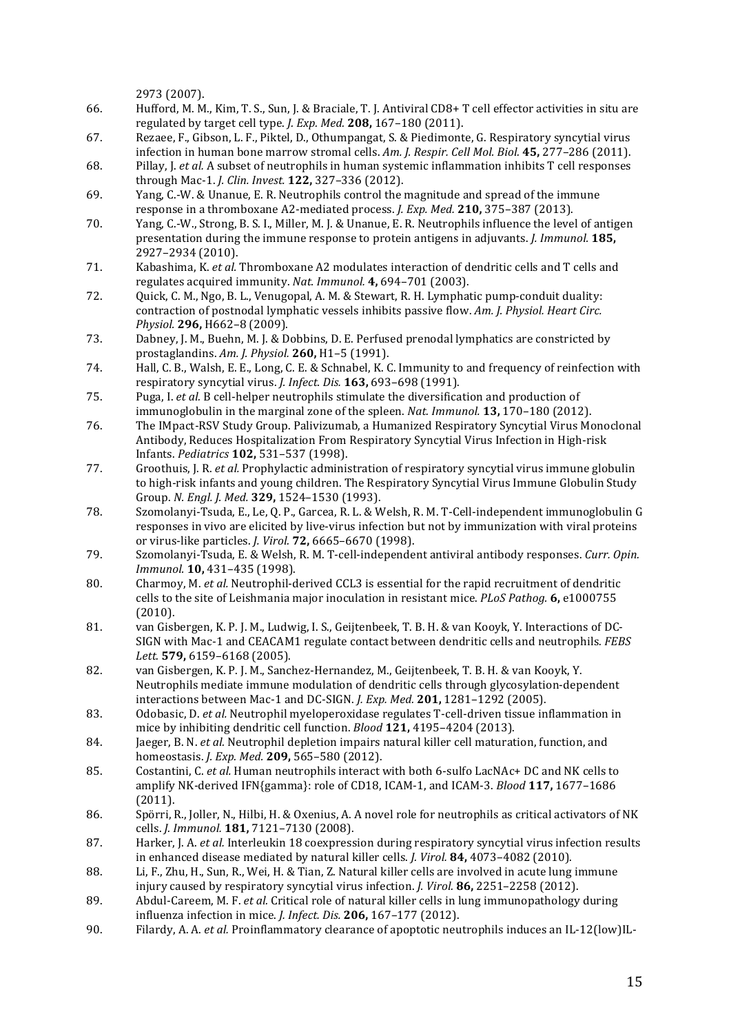2973 (2007).

66. Hufford, M. M., Kim, T. S., Sun, J. & Braciale, T. J. Antiviral CD8+ T cell effector activities in situ are regulated by target cell type. *J. Exp. Med.* **208,** 167–180 (2011).
67. Rezaee, F., Gibson, L. F., Piktel, D., Othumpangat, S. & Piedimonte, G. Respiratory syncytial virus infection in human bone marrow stromal cells. *Am. J. Respir. Cell Mol. Biol.* **45,** 277–286 (2011).
68. Pillay, J. *et al.* A subset of neutrophils in human systemic inflammation inhibits T cell responses through Mac-1. *J. Clin. Invest.* **122,** 327–336 (2012).
69. Yang, C.-W. & Unanue, E. R. Neutrophils control the magnitude and spread of the immune response in a thromboxane A2-mediated process. *J. Exp. Med.* **210,** 375–387 (2013).
70. Yang, C.-W., Strong, B. S. I., Miller, M. J. & Unanue, E. R. Neutrophils influence the level of antigen presentation during the immune response to protein antigens in adjuvants. *J. Immunol.* **185,** 2927–2934 (2010).
71. Kabashima, K. *et al.* Thromboxane A2 modulates interaction of dendritic cells and T cells and regulates acquired immunity. *Nat. Immunol.* **4,** 694–701 (2003).
72. Quick, C. M., Ngo, B. L., Venugopal, A. M. & Stewart, R. H. Lymphatic pump-conduit duality: contraction of postnodal lymphatic vessels inhibits passive flow. *Am. J. Physiol. Heart Circ. Physiol.* **296,** H662–8 (2009).
73. Dabney, J. M., Buehn, M. J. & Dobbins, D. E. Perfused prenodal lymphatics are constricted by prostaglandins. *Am. J. Physiol.* **260,** H1–5 (1991).
74. Hall, C. B., Walsh, E. E., Long, C. E. & Schnabel, K. C. Immunity to and frequency of reinfection with respiratory syncytial virus. *J. Infect. Dis.* **163,** 693–698 (1991).
75. Puga, I. *et al.* B cell-helper neutrophils stimulate the diversification and production of immunoglobulin in the marginal zone of the spleen. *Nat. Immunol.* **13,** 170–180 (2012).
76. The IMpact-RSV Study Group. Palivizumab, a Humanized Respiratory Syncytial Virus Monoclonal Antibody, Reduces Hospitalization From Respiratory Syncytial Virus Infection in High-risk Infants. *Pediatrics* **102,** 531–537 (1998).
77. Groothuis, J. R. *et al.* Prophylactic administration of respiratory syncytial virus immune globulin to high-risk infants and young children. The Respiratory Syncytial Virus Immune Globulin Study Group. *N. Engl. J. Med.* **329,** 1524–1530 (1993).
78. Szomolanyi-Tsuda, E., Le, Q. P., Garcea, R. L. & Welsh, R. M. T-Cell-independent immunoglobulin G responses in vivo are elicited by live-virus infection but not by immunization with viral proteins or virus-like particles. *J. Virol.* **72,** 6665–6670 (1998).
79. Szomolanyi-Tsuda, E. & Welsh, R. M. T-cell-independent antiviral antibody responses. *Curr. Opin. Immunol.* **10,** 431–435 (1998).
80. Charmoy, M. *et al.* Neutrophil-derived CCL3 is essential for the rapid recruitment of dendritic cells to the site of Leishmania major inoculation in resistant mice. *PLoS Pathog.* **6,** e1000755 (2010).
81. van Gisbergen, K. P. J. M., Ludwig, I. S., Geijtenbeek, T. B. H. & van Kooyk, Y. Interactions of DC-SIGN with Mac-1 and CEACAM1 regulate contact between dendritic cells and neutrophils. *FEBS Lett.* **579,** 6159–6168 (2005).
82. van Gisbergen, K. P. J. M., Sanchez-Hernandez, M., Geijtenbeek, T. B. H. & van Kooyk, Y. Neutrophils mediate immune modulation of dendritic cells through glycosylation-dependent interactions between Mac-1 and DC-SIGN. *J. Exp. Med.* **201,** 1281–1292 (2005).
83. Odobasic, D. *et al.* Neutrophil myeloperoxidase regulates T-cell-driven tissue inflammation in mice by inhibiting dendritic cell function. *Blood* **121,** 4195–4204 (2013).
84. Jaeger, B. N. *et al.* Neutrophil depletion impairs natural killer cell maturation, function, and homeostasis. *J. Exp. Med.* **209,** 565–580 (2012).
85. Costantini, C. *et al.* Human neutrophils interact with both 6-sulfo LacNAc+ DC and NK cells to amplify NK-derived IFN{gamma}: role of CD18, ICAM-1, and ICAM-3. *Blood* **117,** 1677–1686 (2011).
86. Spörri, R., Joller, N., Hilbi, H. & Oxenius, A. A novel role for neutrophils as critical activators of NK cells. *J. Immunol.* **181,** 7121–7130 (2008).
87. Harker, J. A. *et al.* Interleukin 18 coexpression during respiratory syncytial virus infection results in enhanced disease mediated by natural killer cells. *J. Virol.* **84,** 4073–4082 (2010).
88. Li, F., Zhu, H., Sun, R., Wei, H. & Tian, Z. Natural killer cells are involved in acute lung immune injury caused by respiratory syncytial virus infection. *J. Virol.* **86,** 2251–2258 (2012).
89. Abdul-Careem, M. F. *et al.* Critical role of natural killer cells in lung immunopathology during influenza infection in mice. *J. Infect. Dis.* **206,** 167–177 (2012).
90. Filardy, A. A. *et al.* Proinflammatory clearance of apoptotic neutrophils induces an IL-12(low)IL-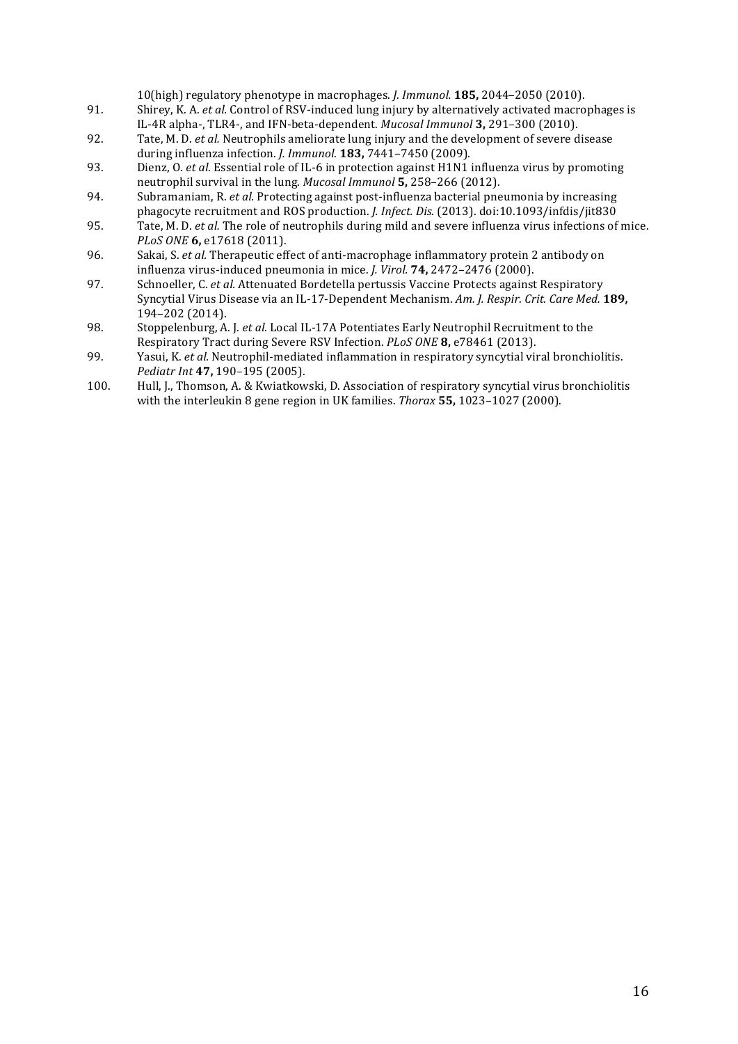10(high) regulatory phenotype in macrophages. *J. Immunol.* **185,** 2044–2050 (2010).

91. Shirey, K. A. *et al.* Control of RSV-induced lung injury by alternatively activated macrophages is IL-4R alpha-, TLR4-, and IFN-beta-dependent. *Mucosal Immunol* **3,** 291–300 (2010).
92. Tate, M. D. *et al.* Neutrophils ameliorate lung injury and the development of severe disease during influenza infection. *J. Immunol.* **183,** 7441–7450 (2009).
93. Dienz, O. *et al.* Essential role of IL-6 in protection against H1N1 influenza virus by promoting neutrophil survival in the lung. *Mucosal Immunol* **5,** 258–266 (2012).
94. Subramaniam, R. *et al.* Protecting against post-influenza bacterial pneumonia by increasing phagocyte recruitment and ROS production. *J. Infect. Dis.* (2013). doi:10.1093/infdis/jit830
95. Tate, M. D. *et al.* The role of neutrophils during mild and severe influenza virus infections of mice. *PLoS ONE* **6,** e17618 (2011).
96. Sakai, S. *et al.* Therapeutic effect of anti-macrophage inflammatory protein 2 antibody on influenza virus-induced pneumonia in mice. *J. Virol.* **74,** 2472–2476 (2000).
97. Schnoeller, C. *et al.* Attenuated Bordetella pertussis Vaccine Protects against Respiratory Syncytial Virus Disease via an IL-17-Dependent Mechanism. *Am. J. Respir. Crit. Care Med.* **189,** 194–202 (2014).
98. Stoppelenburg, A. J. *et al.* Local IL-17A Potentiates Early Neutrophil Recruitment to the Respiratory Tract during Severe RSV Infection. *PLoS ONE* **8,** e78461 (2013).
99. Yasui, K. *et al.* Neutrophil-mediated inflammation in respiratory syncytial viral bronchiolitis. *Pediatr Int* **47,** 190–195 (2005).
100. Hull, J., Thomson, A. & Kwiatkowski, D. Association of respiratory syncytial virus bronchiolitis with the interleukin 8 gene region in UK families. *Thorax* **55,** 1023–1027 (2000).